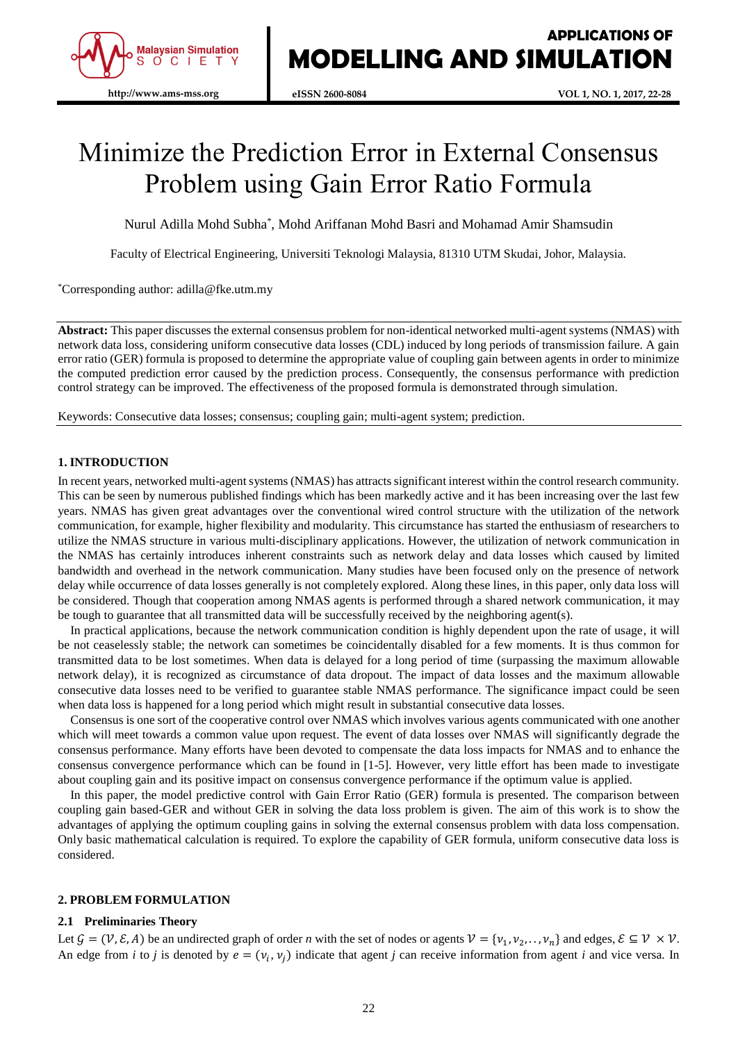# Minimize the Prediction Error in External Consensus Problem using Gain Error Ratio Formula

Nurul Adilla Mohd Subha*, Mohd Ariffanan Mohd Basri and Mohamad Amir Shamsudin

Faculty of Electrical Engineering, Universiti Teknologi Malaysia, 81310 UTM Skudai, Johor, Malaysia.

*Corresponding author: adilla@fke.utm.my

**Abstract:** This paper discusses the external consensus problem for non-identical networked multi-agent systems (NMAS) with network data loss, considering uniform consecutive data losses (CDL) induced by long periods of transmission failure. A gain error ratio (GER) formula is proposed to determine the appropriate value of coupling gain between agents in order to minimize the computed prediction error caused by the prediction process. Consequently, the consensus performance with prediction control strategy can be improved. The effectiveness of the proposed formula is demonstrated through simulation.

Keywords: Consecutive data losses; consensus; coupling gain; multi-agent system; prediction.

## 1. INTRODUCTION

In recent years, networked multi-agent systems (NMAS) has attracts significant interest within the control research community. This can be seen by numerous published findings which has been markedly active and it has been increasing over the last few years. NMAS has given great advantages over the conventional wired control structure with the utilization of the network communication, for example, higher flexibility and modularity. This circumstance has started the enthusiasm of researchers to utilize the NMAS structure in various multi-disciplinary applications. However, the utilization of network communication in the NMAS has certainly introduces inherent constraints such as network delay and data losses which caused by limited bandwidth and overhead in the network communication. Many studies have been focused only on the presence of network delay while occurrence of data losses generally is not completely explored. Along these lines, in this paper, only data loss will be considered. Though that cooperation among NMAS agents is performed through a shared network communication, it may be tough to guarantee that all transmitted data will be successfully received by the neighboring agent(s).

In practical applications, because the network communication condition is highly dependent upon the rate of usage, it will be not ceaselessly stable; the network can sometimes be coincidentally disabled for a few moments. It is thus common for transmitted data to be lost sometimes. When data is delayed for a long period of time (surpassing the maximum allowable network delay), it is recognized as circumstance of data dropout. The impact of data losses and the maximum allowable consecutive data losses need to be verified to guarantee stable NMAS performance. The significance impact could be seen when data loss is happened for a long period which might result in substantial consecutive data losses.

Consensus is one sort of the cooperative control over NMAS which involves various agents communicated with one another which will meet towards a common value upon request. The event of data losses over NMAS will significantly degrade the consensus performance. Many efforts have been devoted to compensate the data loss impacts for NMAS and to enhance the consensus convergence performance which can be found in [1-5]. However, very little effort has been made to investigate about coupling gain and its positive impact on consensus convergence performance if the optimum value is applied.

In this paper, the model predictive control with Gain Error Ratio (GER) formula is presented. The comparison between coupling gain based-GER and without GER in solving the data loss problem is given. The aim of this work is to show the advantages of applying the optimum coupling gains in solving the external consensus problem with data loss compensation. Only basic mathematical calculation is required. To explore the capability of GER formula, uniform consecutive data loss is considered.

## 2. PROBLEM FORMULATION

### 2.1 Preliminaries Theory

Let $\mathcal{G} = (\mathcal{V}, \mathcal{E}, A)$ be an undirected graph of order *n* with the set of nodes or agents $\mathcal{V} = \{v_1, v_2, \ldots, v_n\}$ and edges, $\mathcal{E} \subseteq \mathcal{V} \times \mathcal{V}$. An edge from *i* to *j* is denoted by $e = (v_i, v_j)$ indicate that agent *j* can receive information from agent *i* and vice versa. In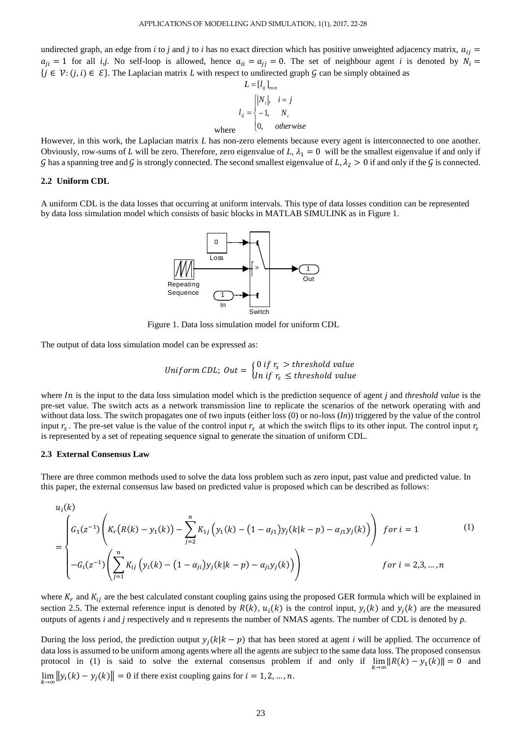undirected graph, an edge from *i* to *j* and *j* to *i* has no exact direction which has positive unweighted adjacency matrix, $a_{ij} = a_{ji} = 1$ for all *i,j*. No self-loop is allowed, hence $a_{ii} = a_{jj} = 0$. The set of neighbour agent *i* is denoted by $N_i = \{j \in \mathcal{V}: (j,i) \in \mathcal{E}\}$. The Laplacian matrix $L$ with respect to undirected graph $\mathcal{G}$ can be simply obtained as

$$L = [l_{ij}]_{n \times n}$$

where

$$l_{ij} = \begin{cases} |N_i|, & i = j \\ -1, & N_i \\ 0, & otherwise \end{cases}$$

However, in this work, the Laplacian matrix $L$ has non-zero elements because every agent is interconnected to one another. Obviously, row-sums of $L$ will be zero. Therefore, zero eigenvalue of $L$, $\lambda_1 = 0$ will be the smallest eigenvalue if and only if $\mathcal{G}$ has a spanning tree and $\mathcal{G}$ is strongly connected. The second smallest eigenvalue of $L$, $\lambda_2 > 0$ if and only if the $\mathcal{G}$ is connected.

### 2.2 Uniform CDL

A uniform CDL is the data losses that occurring at uniform intervals. This type of data losses condition can be represented by data loss simulation model which consists of basic blocks in MATLAB SIMULINK as in Figure 1.

Figure 1. Data loss simulation model for uniform CDL

The output of data loss simulation model can be expressed as:

$$Uniform\ CDL;\ Out = \begin{cases} 0\ if\ r_s > threshold\ value \\ In\ if\ r_s \leq threshold\ value \end{cases}$$

where $In$ is the input to the data loss simulation model which is the prediction sequence of agent *j* and *threshold value* is the pre-set value. The switch acts as a network transmission line to replicate the scenarios of the network operating with and without data loss. The switch propagates one of two inputs (either loss (0) or no-loss (*In*)) triggered by the value of the control input $r_s$. The pre-set value is the value of the control input $r_s$ at which the switch flips to its other input. The control input $r_s$ is represented by a set of repeating sequence signal to generate the situation of uniform CDL.

### 2.3 External Consensus Law

There are three common methods used to solve the data loss problem such as zero input, past value and predicted value. In this paper, the external consensus law based on predicted value is proposed which can be described as follows:

$$u_i(k) = \begin{cases} G_1(z^{-1})\left(K_r\big(R(k) - y_1(k)\big) - \displaystyle\sum_{j=2}^{n} K_{1j}\left(y_1(k) - (1-\alpha_{j1})y_j(k|k-p) - \alpha_{j1}y_j(k)\right)\right) & for\ i = 1 \\ -G_i(z^{-1})\left(\displaystyle\sum_{j=1}^{n} K_{ij}\left(y_i(k) - (1-\alpha_{ji})y_j(k|k-p) - \alpha_{ji}y_j(k)\right)\right) & for\ i = 2,3,\dots,n \end{cases} \tag{1}$$

where $K_r$ and $K_{ij}$ are the best calculated constant coupling gains using the proposed GER formula which will be explained in section 2.5. The external reference input is denoted by $R(k)$, $u_i(k)$ is the control input, $y_i(k)$ and $y_j(k)$ are the measured outputs of agents *i* and *j* respectively and $n$ represents the number of NMAS agents. The number of CDL is denoted by *p*.

During the loss period, the prediction output $y_j(k|k-p)$ that has been stored at agent *i* will be applied. The occurrence of data loss is assumed to be uniform among agents where all the agents are subject to the same data loss. The proposed consensus protocol in (1) is said to solve the external consensus problem if and only if $\lim_{k\to\infty}\|R(k) - y_1(k)\| = 0$ and $\lim_{k\to\infty}\|y_i(k) - y_j(k)\| = 0$ if there exist coupling gains for $i = 1, 2, \dots, n$.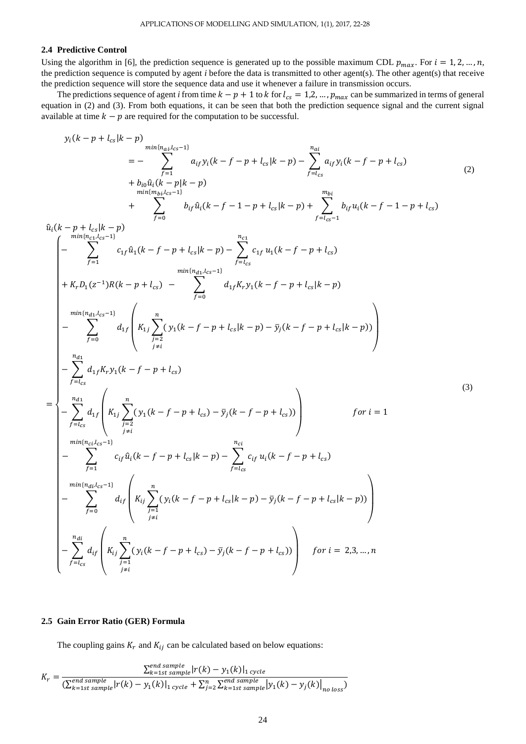### 2.4 Predictive Control

Using the algorithm in [6], the prediction sequence is generated up to the possible maximum CDL $p_{max}$. For $i = 1, 2, \ldots, n$, the prediction sequence is computed by agent *i* before the data is transmitted to other agent(s). The other agent(s) that receive the prediction sequence will store the sequence data and use it whenever a failure in transmission occurs.

The predictions sequence of agent *i* from time $k - p + 1$ to $k$ for $l_{cs} = 1, 2, \ldots, p_{max}$ can be summarized in terms of general equation in (2) and (3). From both equations, it can be seen that both the prediction sequence signal and the current signal available at time $k - p$ are required for the computation to be successful.

$$
\begin{aligned}
y_i(k-p+l_{cs}|k-p) &= -\sum_{f=1}^{\min\{n_{ai},l_{cs}-1\}} a_{if}\, y_i(k-f-p+l_{cs}|k-p) - \sum_{f=l_{cs}}^{n_{ai}} a_{if}\, y_i(k-f-p+l_{cs}) \\
&\quad + b_{i0}\hat{u}_i(k-p|k-p) \\
&\quad + \sum_{f=0}^{\min\{m_{bi},l_{cs}-1\}} b_{if}\,\hat{u}_i(k-f-1-p+l_{cs}|k-p) + \sum_{f=l_{cs}-1}^{m_{bi}} b_{if}\, u_i(k-f-1-p+l_{cs})
\end{aligned}
\tag{2}
$$

$$
\hat{u}_i(k-p+l_{cs}|k-p) =
\begin{cases}
\begin{aligned}
&-\sum_{f=1}^{\min\{n_{c1},l_{cs}-1\}} c_{1f}\,\hat{u}_1(k-f-p+l_{cs}|k-p) - \sum_{f=l_{cs}}^{n_{c1}} c_{1f}\, u_1(k-f-p+l_{cs}) \\
&+ K_r D_1(z^{-1}) R(k-p+l_{cs}) - \sum_{f=0}^{\min\{n_{d1},l_{cs}-1\}} d_{1f} K_r\, y_1(k-f-p+l_{cs}|k-p) \\
&- \sum_{f=0}^{\min\{n_{d1},l_{cs}-1\}} d_{1f}\left( K_{1j} \sum_{\substack{j=2\\ j\neq i}}^{n} \big( y_1(k-f-p+l_{cs}|k-p) - \bar{y}_j(k-f-p+l_{cs}|k-p) \big) \right) \\
&- \sum_{f=l_{cs}}^{n_{d1}} d_{1f} K_r\, y_1(k-f-p+l_{cs}) \\
&- \sum_{f=l_{cs}}^{n_{d1}} d_{1f}\left( K_{1j} \sum_{\substack{j=2\\ j\neq i}}^{n} \big( y_1(k-f-p+l_{cs}) - \bar{y}_j(k-f-p+l_{cs}) \big) \right)
\end{aligned} & \text{for } i = 1 \\[2ex]
\begin{aligned}
&-\sum_{f=1}^{\min\{n_{ci},l_{cs}-1\}} c_{if}\,\hat{u}_i(k-f-p+l_{cs}|k-p) - \sum_{f=l_{cs}}^{n_{ci}} c_{if}\, u_i(k-f-p+l_{cs}) \\
&- \sum_{f=0}^{\min\{n_{di},l_{cs}-1\}} d_{if}\left( K_{ij} \sum_{\substack{j=1\\ j\neq i}}^{n} \big( y_i(k-f-p+l_{cs}|k-p) - \bar{y}_j(k-f-p+l_{cs}|k-p) \big) \right) \\
&- \sum_{f=l_{cs}}^{n_{di}} d_{if}\left( K_{ij} \sum_{\substack{j=1\\ j\neq i}}^{n} \big( y_i(k-f-p+l_{cs}) - \bar{y}_j(k-f-p+l_{cs}) \big) \right)
\end{aligned} & \text{for } i = 2,3,\ldots,n
\end{cases}
\tag{3}
$$

### 2.5 Gain Error Ratio (GER) Formula

The coupling gains $K_r$ and $K_{ij}$ can be calculated based on below equations:

$$
K_r = \frac{\sum_{k=1st\ sample}^{end\ sample} |r(k) - y_1(k)|_{1\ cycle}}{\left(\sum_{k=1st\ sample}^{end\ sample} |r(k) - y_1(k)|_{1\ cycle} + \sum_{j=2}^{n} \sum_{k=1st\ sample}^{end\ sample} |y_1(k) - y_j(k)|_{no\ loss}\right)}
$$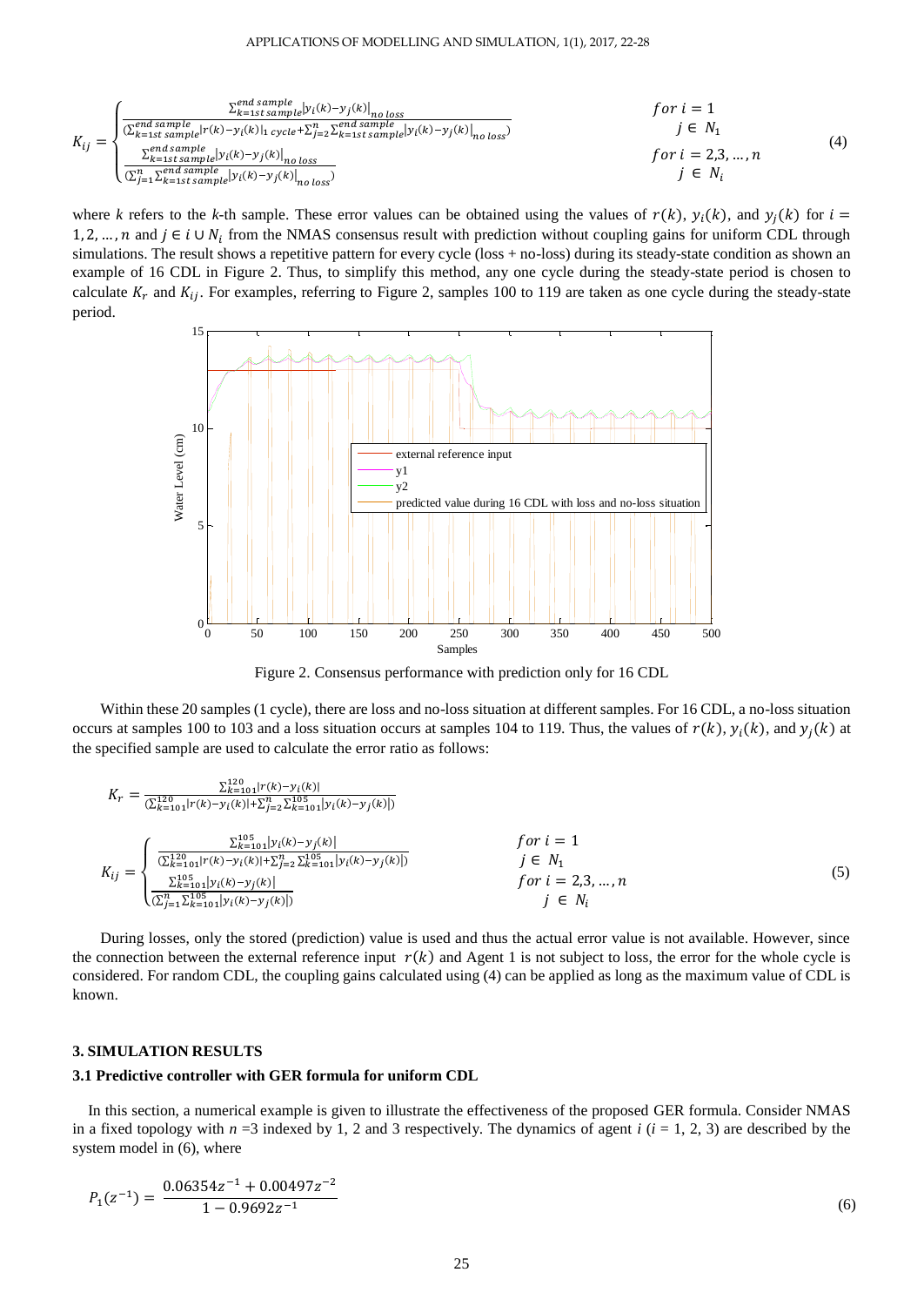$$K_{ij} = \begin{cases} \dfrac{\sum_{k=1st\ sample}^{end\ sample} |y_i(k) - y_j(k)|_{no\ loss}}{(\sum_{k=1st\ sample}^{end\ sample} |r(k) - y_i(k)|_{1\ cycle} + \sum_{j=2}^{n} \sum_{k=1st\ sample}^{end\ sample} |y_i(k) - y_j(k)|_{no\ loss})} & \begin{matrix} for\ i = 1 \\ j \in N_1 \end{matrix} \\ \dfrac{\sum_{k=1st\ sample}^{end\ sample} |y_i(k) - y_j(k)|_{no\ loss}}{(\sum_{j=1}^{n} \sum_{k=1st\ sample}^{end\ sample} |y_i(k) - y_j(k)|_{no\ loss})} & \begin{matrix} for\ i = 2,3,\dots,n \\ j \in N_i \end{matrix} \end{cases} \tag{4}$$

where $k$ refers to the $k$-th sample. These error values can be obtained using the values of $r(k)$, $y_i(k)$, and $y_j(k)$ for $i = 1, 2, \dots, n$ and $j \in i \cup N_i$ from the NMAS consensus result with prediction without coupling gains for uniform CDL through simulations. The result shows a repetitive pattern for every cycle (loss + no-loss) during its steady-state condition as shown an example of 16 CDL in Figure 2. Thus, to simplify this method, any one cycle during the steady-state period is chosen to calculate $K_r$ and $K_{ij}$. For examples, referring to Figure 2, samples 100 to 119 are taken as one cycle during the steady-state period.

Figure 2. Consensus performance with prediction only for 16 CDL

Within these 20 samples (1 cycle), there are loss and no-loss situation at different samples. For 16 CDL, a no-loss situation occurs at samples 100 to 103 and a loss situation occurs at samples 104 to 119. Thus, the values of $r(k)$, $y_i(k)$, and $y_j(k)$ at the specified sample are used to calculate the error ratio as follows:

$$K_r = \frac{\sum_{k=101}^{120} |r(k) - y_i(k)|}{(\sum_{k=101}^{120} |r(k) - y_i(k)| + \sum_{j=2}^{n} \sum_{k=101}^{105} |y_i(k) - y_j(k)|)}$$

$$K_{ij} = \begin{cases} \dfrac{\sum_{k=101}^{105} |y_i(k) - y_j(k)|}{(\sum_{k=101}^{120} |r(k) - y_i(k)| + \sum_{j=2}^{n} \sum_{k=101}^{105} |y_i(k) - y_j(k)|)} & \begin{matrix} for\ i = 1 \\ j \in N_1 \end{matrix} \\ \dfrac{\sum_{k=101}^{105} |y_i(k) - y_j(k)|}{(\sum_{j=1}^{n} \sum_{k=101}^{105} |y_i(k) - y_j(k)|)} & \begin{matrix} for\ i = 2,3,\dots,n \\ j \in N_i \end{matrix} \end{cases} \tag{5}$$

During losses, only the stored (prediction) value is used and thus the actual error value is not available. However, since the connection between the external reference input $r(k)$ and Agent 1 is not subject to loss, the error for the whole cycle is considered. For random CDL, the coupling gains calculated using (4) can be applied as long as the maximum value of CDL is known.

## 3. SIMULATION RESULTS

### 3.1 Predictive controller with GER formula for uniform CDL

In this section, a numerical example is given to illustrate the effectiveness of the proposed GER formula. Consider NMAS in a fixed topology with $n = 3$ indexed by 1, 2 and 3 respectively. The dynamics of agent $i$ ($i$ = 1, 2, 3) are described by the system model in (6), where

$$P_1(z^{-1}) = \frac{0.06354z^{-1} + 0.00497z^{-2}}{1 - 0.9692z^{-1}} \tag{6}$$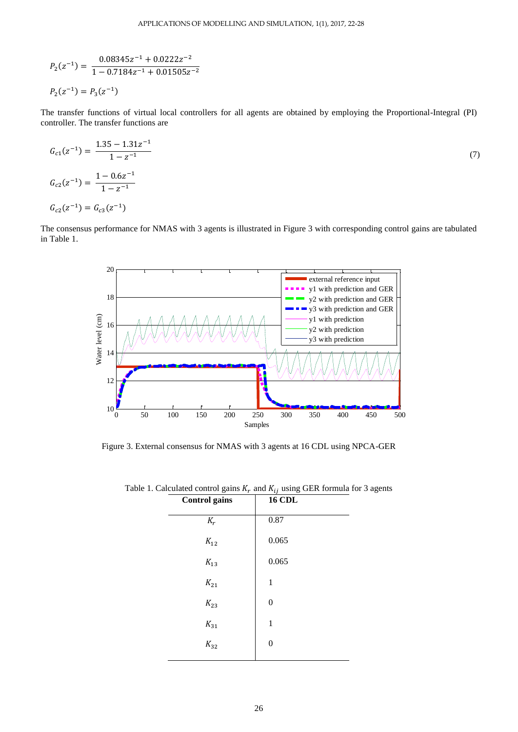$$P_2(z^{-1}) = \frac{0.08345z^{-1} + 0.0222z^{-2}}{1 - 0.7184z^{-1} + 0.01505z^{-2}}$$

$$P_2(z^{-1}) = P_3(z^{-1})$$

The transfer functions of virtual local controllers for all agents are obtained by employing the Proportional-Integral (PI) controller. The transfer functions are

$$G_{c1}(z^{-1}) = \frac{1.35 - 1.31z^{-1}}{1 - z^{-1}} \tag{7}$$

$$G_{c2}(z^{-1}) = \frac{1 - 0.6z^{-1}}{1 - z^{-1}}$$

$$G_{c2}(z^{-1}) = G_{c3}(z^{-1})$$

The consensus performance for NMAS with 3 agents is illustrated in Figure 3 with corresponding control gains are tabulated in Table 1.

Figure 3. External consensus for NMAS with 3 agents at 16 CDL using NPCA-GER

Table 1. Calculated control gains $K_r$ and $K_{ij}$ using GER formula for 3 agents

| Control gains | 16 CDL |
|---|---|
| $K_r$ | 0.87 |
| $K_{12}$ | 0.065 |
| $K_{13}$ | 0.065 |
| $K_{21}$ | 1 |
| $K_{23}$ | 0 |
| $K_{31}$ | 1 |
| $K_{32}$ | 0 |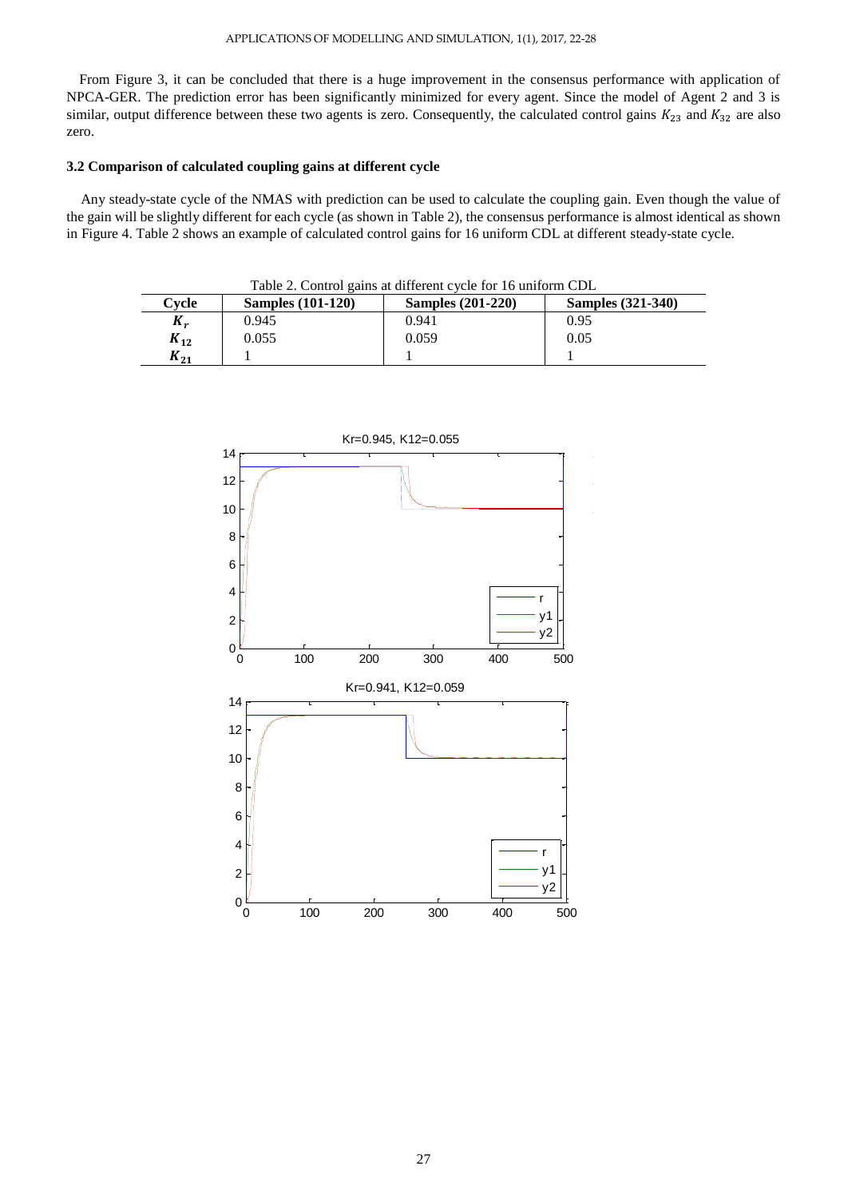From Figure 3, it can be concluded that there is a huge improvement in the consensus performance with application of NPCA-GER. The prediction error has been significantly minimized for every agent. Since the model of Agent 2 and 3 is similar, output difference between these two agents is zero. Consequently, the calculated control gains $K_{23}$ and $K_{32}$ are also zero.

### 3.2 Comparison of calculated coupling gains at different cycle

Any steady-state cycle of the NMAS with prediction can be used to calculate the coupling gain. Even though the value of the gain will be slightly different for each cycle (as shown in Table 2), the consensus performance is almost identical as shown in Figure 4. Table 2 shows an example of calculated control gains for 16 uniform CDL at different steady-state cycle.

Table 2. Control gains at different cycle for 16 uniform CDL

| Cycle | Samples (101-120) | Samples (201-220) | Samples (321-340) |
|---|---|---|---|
| $K_r$ | 0.945 | 0.941 | 0.95 |
| $K_{12}$ | 0.055 | 0.059 | 0.05 |
| $K_{21}$ | 1 | 1 | 1 |

Kr=0.945, K12=0.055

Kr=0.941, K12=0.059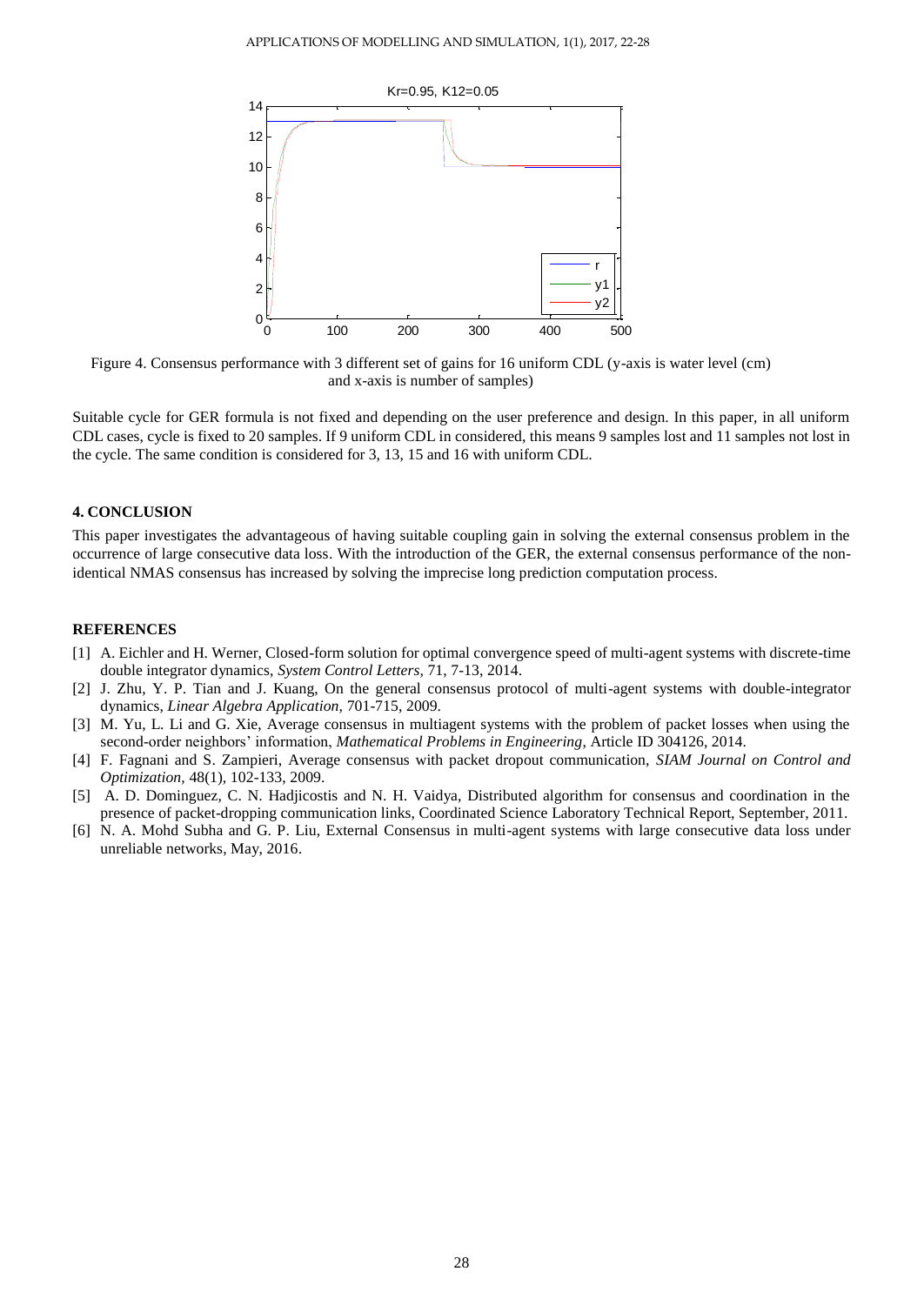Kr=0.95, K12=0.05

14
12
10
8
6
4
2
0

0 100 200 300 400 500

r
y1
y2

Figure 4. Consensus performance with 3 different set of gains for 16 uniform CDL (y-axis is water level (cm) and x-axis is number of samples)

Suitable cycle for GER formula is not fixed and depending on the user preference and design. In this paper, in all uniform CDL cases, cycle is fixed to 20 samples. If 9 uniform CDL in considered, this means 9 samples lost and 11 samples not lost in the cycle. The same condition is considered for 3, 13, 15 and 16 with uniform CDL.

## 4. CONCLUSION

This paper investigates the advantageous of having suitable coupling gain in solving the external consensus problem in the occurrence of large consecutive data loss. With the introduction of the GER, the external consensus performance of the non-identical NMAS consensus has increased by solving the imprecise long prediction computation process.

## REFERENCES

[1] A. Eichler and H. Werner, Closed-form solution for optimal convergence speed of multi-agent systems with discrete-time double integrator dynamics, *System Control Letters,* 71, 7-13, 2014.

[2] J. Zhu, Y. P. Tian and J. Kuang, On the general consensus protocol of multi-agent systems with double-integrator dynamics, *Linear Algebra Application,* 701-715, 2009.

[3] M. Yu, L. Li and G. Xie, Average consensus in multiagent systems with the problem of packet losses when using the second-order neighbors' information, *Mathematical Problems in Engineering,* Article ID 304126, 2014.

[4] F. Fagnani and S. Zampieri, Average consensus with packet dropout communication, *SIAM Journal on Control and Optimization,* 48(1), 102-133, 2009.

[5] A. D. Dominguez, C. N. Hadjicostis and N. H. Vaidya, Distributed algorithm for consensus and coordination in the presence of packet-dropping communication links, Coordinated Science Laboratory Technical Report, September, 2011.

[6] N. A. Mohd Subha and G. P. Liu, External Consensus in multi-agent systems with large consecutive data loss under unreliable networks, May, 2016.